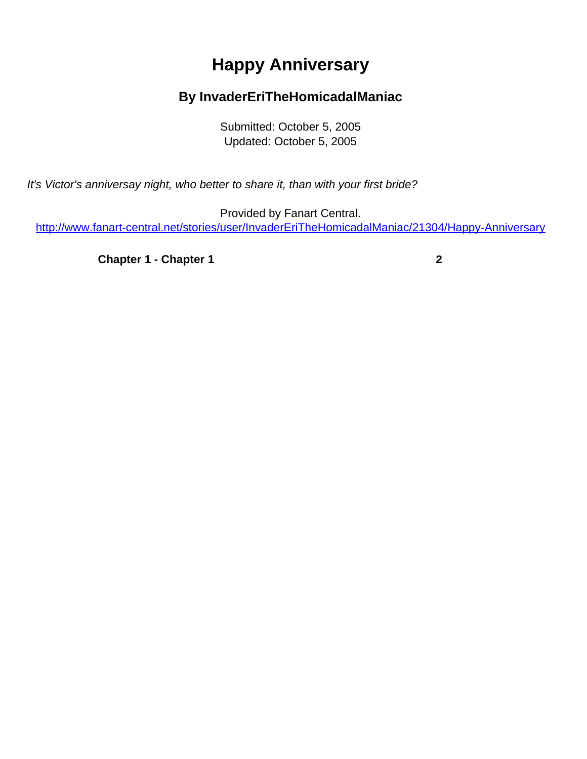# Happy Anniversary

### By InvaderEriTheHomicadalManiac

Submitted: October 5, 2005
Updated: October 5, 2005

*It's Victor's anniversay night, who better to share it, than with your first bride?*

Provided by Fanart Central.
http://www.fanart-central.net/stories/user/InvaderEriTheHomicadalManiac/21304/Happy-Anniversary

**Chapter 1 - Chapter 1** **2**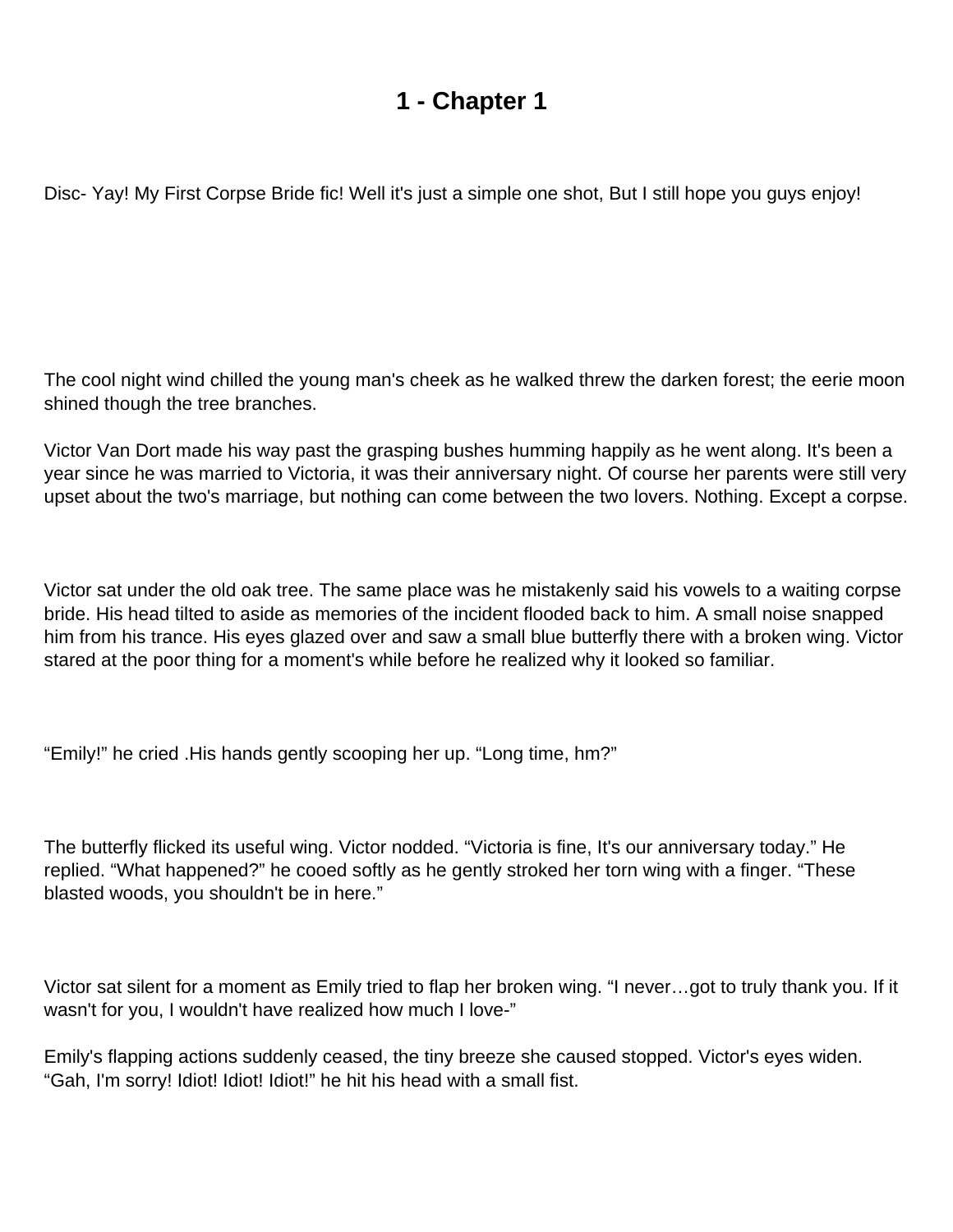# 1 - Chapter 1

Disc- Yay! My First Corpse Bride fic! Well it's just a simple one shot, But I still hope you guys enjoy!

The cool night wind chilled the young man's cheek as he walked threw the darken forest; the eerie moon shined though the tree branches.

Victor Van Dort made his way past the grasping bushes humming happily as he went along. It's been a year since he was married to Victoria, it was their anniversary night. Of course her parents were still very upset about the two's marriage, but nothing can come between the two lovers. Nothing. Except a corpse.

Victor sat under the old oak tree. The same place was he mistakenly said his vowels to a waiting corpse bride. His head tilted to aside as memories of the incident flooded back to him. A small noise snapped him from his trance. His eyes glazed over and saw a small blue butterfly there with a broken wing. Victor stared at the poor thing for a moment's while before he realized why it looked so familiar.

“Emily!” he cried .His hands gently scooping her up. “Long time, hm?”

The butterfly flicked its useful wing. Victor nodded. “Victoria is fine, It's our anniversary today.” He replied. “What happened?” he cooed softly as he gently stroked her torn wing with a finger. “These blasted woods, you shouldn't be in here.”

Victor sat silent for a moment as Emily tried to flap her broken wing. “I never…got to truly thank you. If it wasn't for you, I wouldn't have realized how much I love-”

Emily's flapping actions suddenly ceased, the tiny breeze she caused stopped. Victor's eyes widen. “Gah, I'm sorry! Idiot! Idiot! Idiot!” he hit his head with a small fist.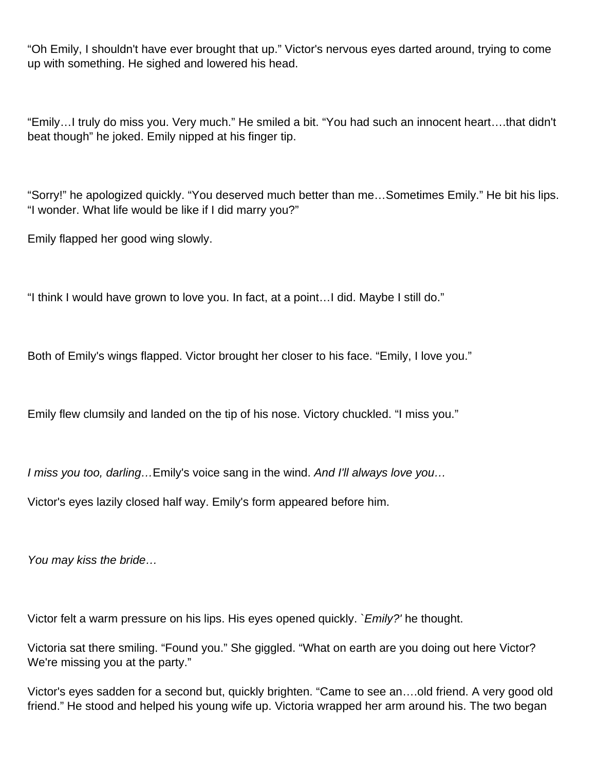"Oh Emily, I shouldn't have ever brought that up." Victor's nervous eyes darted around, trying to come up with something. He sighed and lowered his head.

"Emily…I truly do miss you. Very much." He smiled a bit. "You had such an innocent heart….that didn't beat though" he joked. Emily nipped at his finger tip.

"Sorry!" he apologized quickly. "You deserved much better than me…Sometimes Emily." He bit his lips. "I wonder. What life would be like if I did marry you?"

Emily flapped her good wing slowly.

"I think I would have grown to love you. In fact, at a point…I did. Maybe I still do."

Both of Emily's wings flapped. Victor brought her closer to his face. "Emily, I love you."

Emily flew clumsily and landed on the tip of his nose. Victory chuckled. "I miss you."

*I miss you too, darling…*Emily's voice sang in the wind. *And I'll always love you…*

Victor's eyes lazily closed half way. Emily's form appeared before him.

*You may kiss the bride…*

Victor felt a warm pressure on his lips. His eyes opened quickly. *`Emily?'* he thought.

Victoria sat there smiling. "Found you." She giggled. "What on earth are you doing out here Victor? We're missing you at the party."

Victor's eyes sadden for a second but, quickly brighten. "Came to see an….old friend. A very good old friend." He stood and helped his young wife up. Victoria wrapped her arm around his. The two began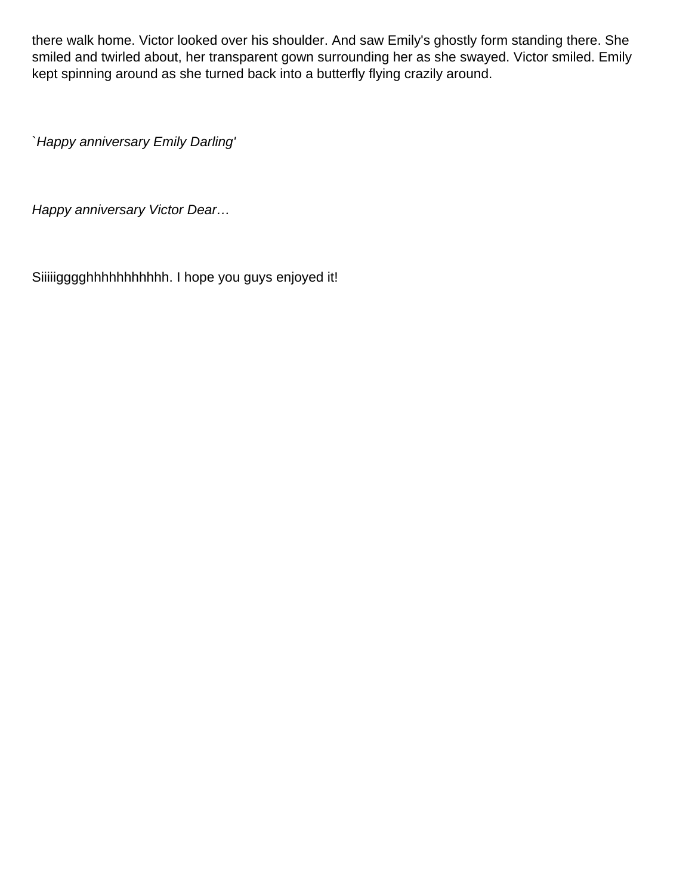there walk home. Victor looked over his shoulder. And saw Emily's ghostly form standing there. She smiled and twirled about, her transparent gown surrounding her as she swayed. Victor smiled. Emily kept spinning around as she turned back into a butterfly flying crazily around.

`*Happy anniversary Emily Darling'*

*Happy anniversary Victor Dear…*

Siiiiiggggghhhhhhhhhhh. I hope you guys enjoyed it!